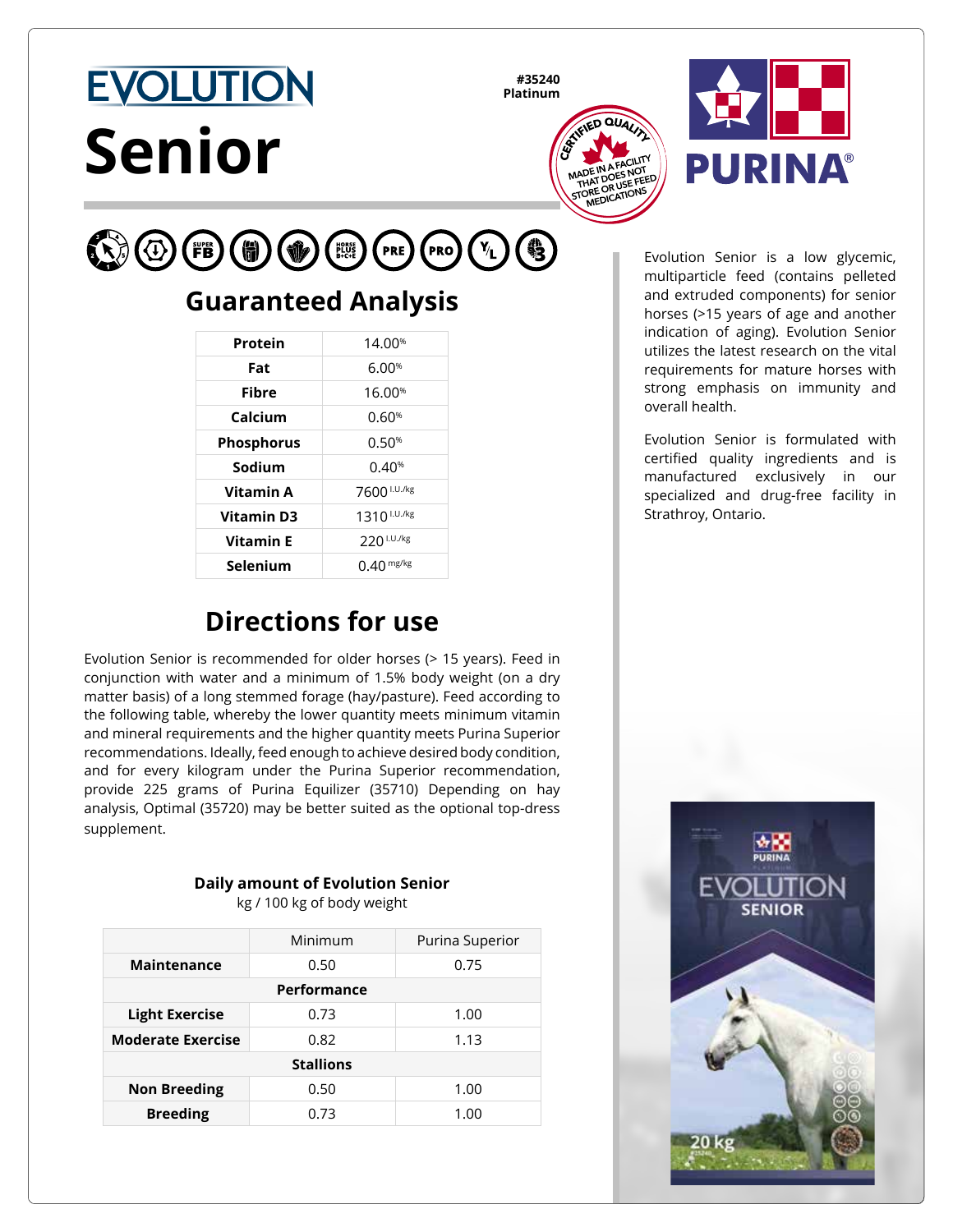# EVOLUTION

# Senior

**#35240**
**Platinum**

CERTIFIED QUALITY
MADE IN A FACILITY THAT DOES NOT STORE OR USE FEED MEDICATIONS

PURINA®

## Guaranteed Analysis

| | |
|---|---|
| **Protein** | 14.00% |
| **Fat** | 6.00% |
| **Fibre** | 16.00% |
| **Calcium** | 0.60% |
| **Phosphorus** | 0.50% |
| **Sodium** | 0.40% |
| **Vitamin A** | 7600 I.U./kg |
| **Vitamin D3** | 1310 I.U./kg |
| **Vitamin E** | 220 I.U./kg |
| **Selenium** | 0.40 mg/kg |

Evolution Senior is a low glycemic, multiparticle feed (contains pelleted and extruded components) for senior horses (>15 years of age and another indication of aging). Evolution Senior utilizes the latest research on the vital requirements for mature horses with strong emphasis on immunity and overall health.

Evolution Senior is formulated with certified quality ingredients and is manufactured exclusively in our specialized and drug-free facility in Strathroy, Ontario.

## Directions for use

Evolution Senior is recommended for older horses (> 15 years). Feed in conjunction with water and a minimum of 1.5% body weight (on a dry matter basis) of a long stemmed forage (hay/pasture). Feed according to the following table, whereby the lower quantity meets minimum vitamin and mineral requirements and the higher quantity meets Purina Superior recommendations. Ideally, feed enough to achieve desired body condition, and for every kilogram under the Purina Superior recommendation, provide 225 grams of Purina Equilizer (35710) Depending on hay analysis, Optimal (35720) may be better suited as the optional top-dress supplement.

**Daily amount of Evolution Senior**
kg / 100 kg of body weight

| | Minimum | Purina Superior |
|---|---|---|
| **Maintenance** | 0.50 | 0.75 |
| **Performance** | | |
| **Light Exercise** | 0.73 | 1.00 |
| **Moderate Exercise** | 0.82 | 1.13 |
| **Stallions** | | |
| **Non Breeding** | 0.50 | 1.00 |
| **Breeding** | 0.73 | 1.00 |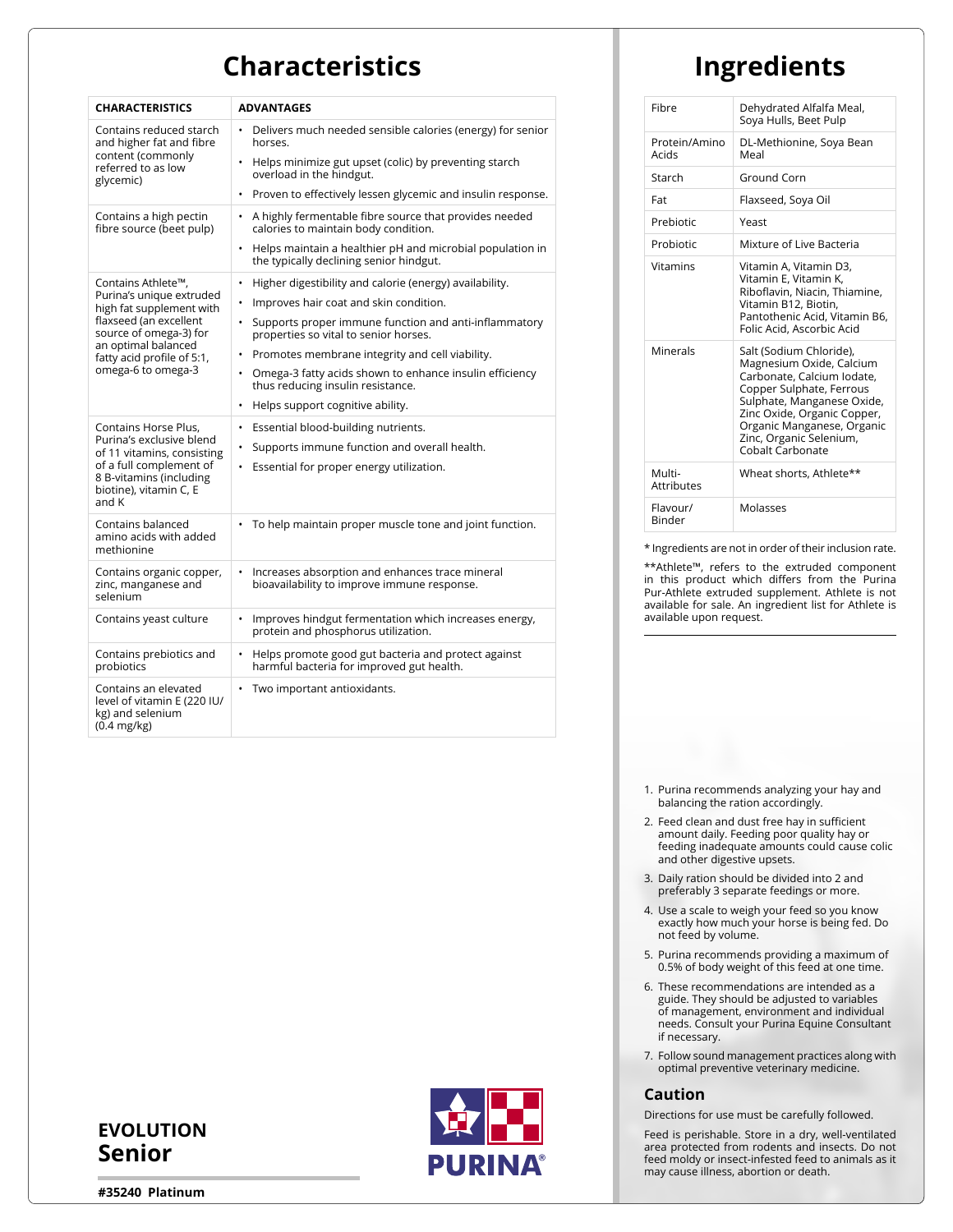# Characteristics

| CHARACTERISTICS | ADVANTAGES |
|---|---|
| Contains reduced starch and higher fat and fibre content (commonly referred to as low glycemic) | • Delivers much needed sensible calories (energy) for senior horses. • Helps minimize gut upset (colic) by preventing starch overload in the hindgut. • Proven to effectively lessen glycemic and insulin response. |
| Contains a high pectin fibre source (beet pulp) | • A highly fermentable fibre source that provides needed calories to maintain body condition. • Helps maintain a healthier pH and microbial population in the typically declining senior hindgut. |
| Contains Athlete™, Purina's unique extruded high fat supplement with flaxseed (an excellent source of omega-3) for an optimal balanced fatty acid profile of 5:1, omega-6 to omega-3 | • Higher digestibility and calorie (energy) availability. • Improves hair coat and skin condition. • Supports proper immune function and anti-inflammatory properties so vital to senior horses. • Promotes membrane integrity and cell viability. • Omega-3 fatty acids shown to enhance insulin efficiency thus reducing insulin resistance. • Helps support cognitive ability. |
| Contains Horse Plus, Purina's exclusive blend of 11 vitamins, consisting of a full complement of 8 B-vitamins (including biotine), vitamin C, E and K | • Essential blood-building nutrients. • Supports immune function and overall health. • Essential for proper energy utilization. |
| Contains balanced amino acids with added methionine | • To help maintain proper muscle tone and joint function. |
| Contains organic copper, zinc, manganese and selenium | • Increases absorption and enhances trace mineral bioavailability to improve immune response. |
| Contains yeast culture | • Improves hindgut fermentation which increases energy, protein and phosphorus utilization. |
| Contains prebiotics and probiotics | • Helps promote good gut bacteria and protect against harmful bacteria for improved gut health. |
| Contains an elevated level of vitamin E (220 IU/kg) and selenium (0.4 mg/kg) | • Two important antioxidants. |

# Ingredients

| | |
|---|---|
| Fibre | Dehydrated Alfalfa Meal, Soya Hulls, Beet Pulp |
| Protein/Amino Acids | DL-Methionine, Soya Bean Meal |
| Starch | Ground Corn |
| Fat | Flaxseed, Soya Oil |
| Prebiotic | Yeast |
| Probiotic | Mixture of Live Bacteria |
| Vitamins | Vitamin A, Vitamin D3, Vitamin E, Vitamin K, Riboflavin, Niacin, Thiamine, Vitamin B12, Biotin, Pantothenic Acid, Vitamin B6, Folic Acid, Ascorbic Acid |
| Minerals | Salt (Sodium Chloride), Magnesium Oxide, Calcium Carbonate, Calcium Iodate, Copper Sulphate, Ferrous Sulphate, Manganese Oxide, Zinc Oxide, Organic Copper, Organic Manganese, Organic Zinc, Organic Selenium, Cobalt Carbonate |
| Multi-Attributes | Wheat shorts, Athlete** |
| Flavour/Binder | Molasses |

* Ingredients are not in order of their inclusion rate.

**Athlete™, refers to the extruded component in this product which differs from the Purina Pur-Athlete extruded supplement. Athlete is not available for sale. An ingredient list for Athlete is available upon request.

1. Purina recommends analyzing your hay and balancing the ration accordingly.
2. Feed clean and dust free hay in sufficient amount daily. Feeding poor quality hay or feeding inadequate amounts could cause colic and other digestive upsets.
3. Daily ration should be divided into 2 and preferably 3 separate feedings or more.
4. Use a scale to weigh your feed so you know exactly how much your horse is being fed. Do not feed by volume.
5. Purina recommends providing a maximum of 0.5% of body weight of this feed at one time.
6. These recommendations are intended as a guide. They should be adjusted to variables of management, environment and individual needs. Consult your Purina Equine Consultant if necessary.
7. Follow sound management practices along with optimal preventive veterinary medicine.

## Caution

Directions for use must be carefully followed.

Feed is perishable. Store in a dry, well-ventilated area protected from rodents and insects. Do not feed moldy or insect-infested feed to animals as it may cause illness, abortion or death.

**EVOLUTION**
**Senior**

**#35240 Platinum**

PURINA®